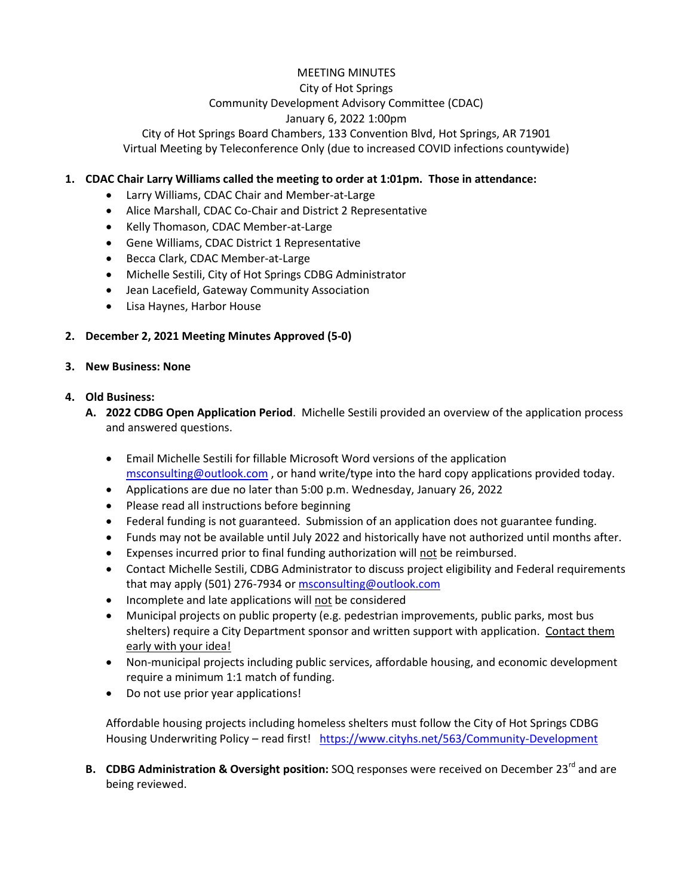MEETING MINUTES
City of Hot Springs
Community Development Advisory Committee (CDAC)
January 6, 2022 1:00pm
City of Hot Springs Board Chambers, 133 Convention Blvd, Hot Springs, AR 71901
Virtual Meeting by Teleconference Only (due to increased COVID infections countywide)

1. **CDAC Chair Larry Williams called the meeting to order at 1:01pm. Those in attendance:**
    - Larry Williams, CDAC Chair and Member-at-Large
    - Alice Marshall, CDAC Co-Chair and District 2 Representative
    - Kelly Thomason, CDAC Member-at-Large
    - Gene Williams, CDAC District 1 Representative
    - Becca Clark, CDAC Member-at-Large
    - Michelle Sestili, City of Hot Springs CDBG Administrator
    - Jean Lacefield, Gateway Community Association
    - Lisa Haynes, Harbor House

2. **December 2, 2021 Meeting Minutes Approved (5-0)**

3. **New Business: None**

4. **Old Business:**
    A. **2022 CDBG Open Application Period**. Michelle Sestili provided an overview of the application process and answered questions.

    - Email Michelle Sestili for fillable Microsoft Word versions of the application msconsulting@outlook.com , or hand write/type into the hard copy applications provided today.
    - Applications are due no later than 5:00 p.m. Wednesday, January 26, 2022
    - Please read all instructions before beginning
    - Federal funding is not guaranteed. Submission of an application does not guarantee funding.
    - Funds may not be available until July 2022 and historically have not authorized until months after.
    - Expenses incurred prior to final funding authorization will not be reimbursed.
    - Contact Michelle Sestili, CDBG Administrator to discuss project eligibility and Federal requirements that may apply (501) 276-7934 or msconsulting@outlook.com
    - Incomplete and late applications will not be considered
    - Municipal projects on public property (e.g. pedestrian improvements, public parks, most bus shelters) require a City Department sponsor and written support with application. Contact them early with your idea!
    - Non-municipal projects including public services, affordable housing, and economic development require a minimum 1:1 match of funding.
    - Do not use prior year applications!

    Affordable housing projects including homeless shelters must follow the City of Hot Springs CDBG Housing Underwriting Policy – read first! https://www.cityhs.net/563/Community-Development

    B. **CDBG Administration & Oversight position:** SOQ responses were received on December 23rd and are being reviewed.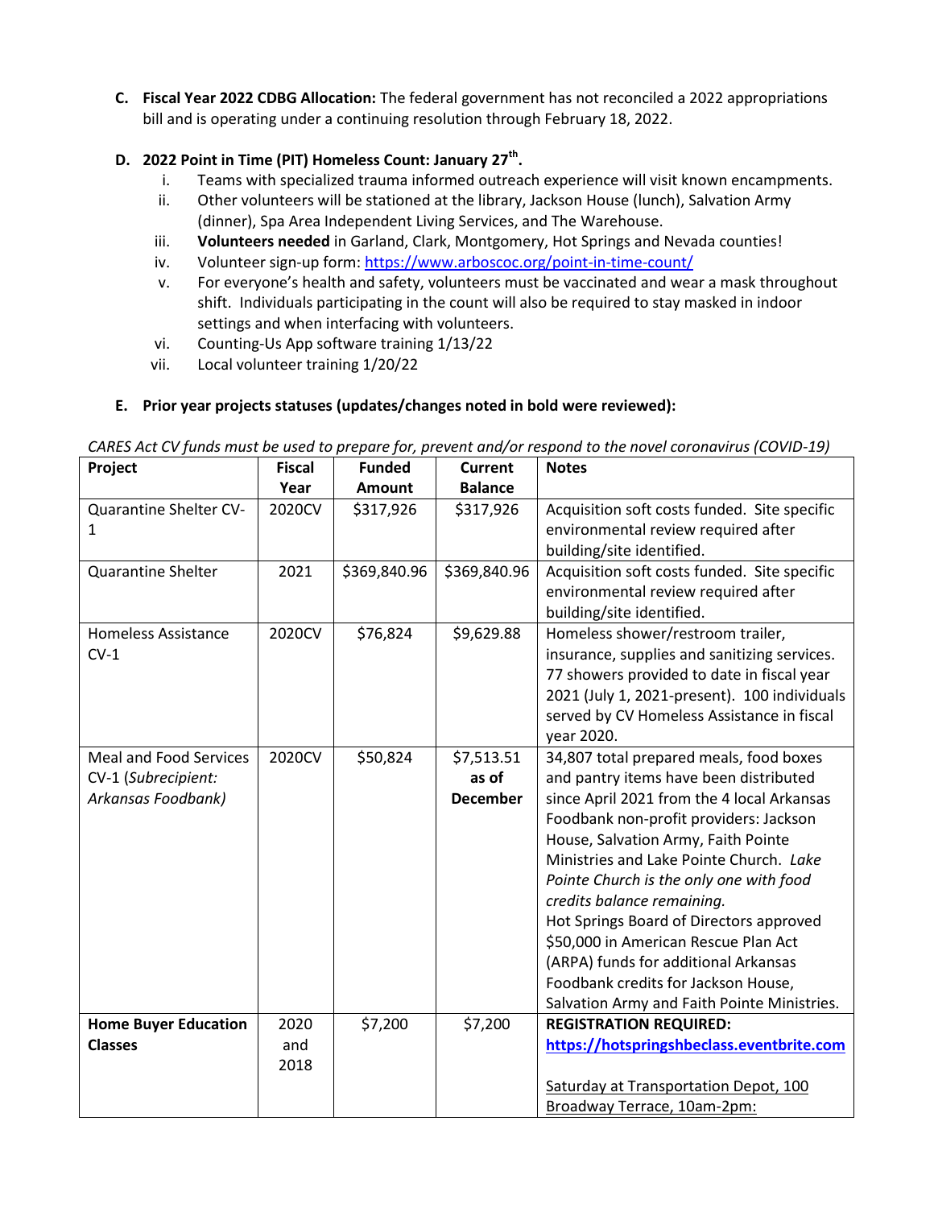**C. Fiscal Year 2022 CDBG Allocation:** The federal government has not reconciled a 2022 appropriations bill and is operating under a continuing resolution through February 18, 2022.

**D. 2022 Point in Time (PIT) Homeless Count: January 27th.**

i. Teams with specialized trauma informed outreach experience will visit known encampments.

ii. Other volunteers will be stationed at the library, Jackson House (lunch), Salvation Army (dinner), Spa Area Independent Living Services, and The Warehouse.

iii. **Volunteers needed** in Garland, Clark, Montgomery, Hot Springs and Nevada counties!

iv. Volunteer sign-up form: https://www.arboscoc.org/point-in-time-count/

v. For everyone's health and safety, volunteers must be vaccinated and wear a mask throughout shift. Individuals participating in the count will also be required to stay masked in indoor settings and when interfacing with volunteers.

vi. Counting-Us App software training 1/13/22

vii. Local volunteer training 1/20/22

**E. Prior year projects statuses (updates/changes noted in bold were reviewed):**

*CARES Act CV funds must be used to prepare for, prevent and/or respond to the novel coronavirus (COVID-19)*

| Project | Fiscal Year | Funded Amount | Current Balance | Notes |
|---|---|---|---|---|
| Quarantine Shelter CV-1 | 2020CV | $317,926 | $317,926 | Acquisition soft costs funded. Site specific environmental review required after building/site identified. |
| Quarantine Shelter | 2021 | $369,840.96 | $369,840.96 | Acquisition soft costs funded. Site specific environmental review required after building/site identified. |
| Homeless Assistance CV-1 | 2020CV | $76,824 | $9,629.88 | Homeless shower/restroom trailer, insurance, supplies and sanitizing services. 77 showers provided to date in fiscal year 2021 (July 1, 2021-present). 100 individuals served by CV Homeless Assistance in fiscal year 2020. |
| Meal and Food Services CV-1 (*Subrecipient: Arkansas Foodbank)* | 2020CV | $50,824 | **$7,513.51 as of December** | 34,807 total prepared meals, food boxes and pantry items have been distributed since April 2021 from the 4 local Arkansas Foodbank non-profit providers: Jackson House, Salvation Army, Faith Pointe Ministries and Lake Pointe Church. *Lake Pointe Church is the only one with food credits balance remaining.* Hot Springs Board of Directors approved $50,000 in American Rescue Plan Act (ARPA) funds for additional Arkansas Foodbank credits for Jackson House, Salvation Army and Faith Pointe Ministries. |
| **Home Buyer Education Classes** | 2020 and 2018 | $7,200 | $7,200 | **REGISTRATION REQUIRED: https://hotspringshbeclass.eventbrite.com** <br><br> Saturday at Transportation Depot, 100 Broadway Terrace, 10am-2pm: |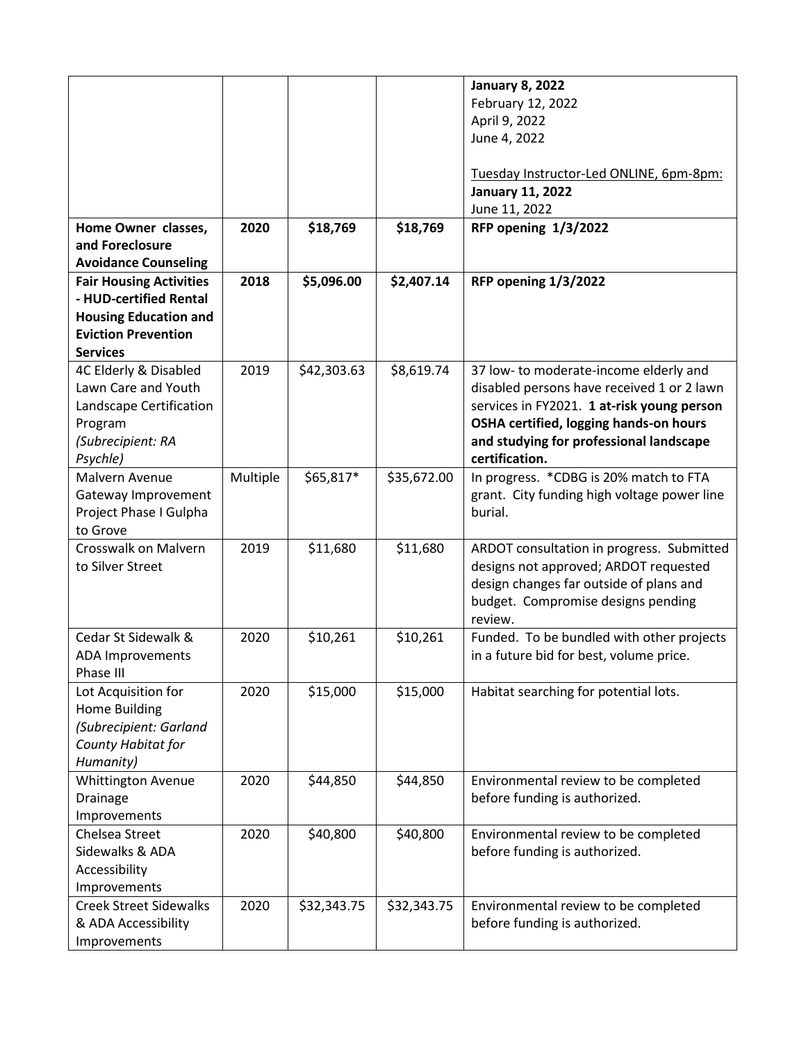| | | | | **January 8, 2022**<br>February 12, 2022<br>April 9, 2022<br>June 4, 2022<br><br><u>Tuesday Instructor-Led ONLINE, 6pm-8pm:</u><br>**January 11, 2022**<br>June 11, 2022 |
|---|---|---|---|---|
| **Home Owner classes, and Foreclosure Avoidance Counseling** | **2020** | **$18,769** | **$18,769** | **RFP opening 1/3/2022** |
| **Fair Housing Activities - HUD-certified Rental Housing Education and Eviction Prevention Services** | **2018** | **$5,096.00** | **$2,407.14** | **RFP opening 1/3/2022** |
| 4C Elderly & Disabled Lawn Care and Youth Landscape Certification Program *(Subrecipient: RA Psychle)* | 2019 | $42,303.63 | $8,619.74 | 37 low- to moderate-income elderly and disabled persons have received 1 or 2 lawn services in FY2021. **1 at-risk young person OSHA certified, logging hands-on hours and studying for professional landscape certification.** |
| Malvern Avenue Gateway Improvement Project Phase I Gulpha to Grove | Multiple | $65,817* | $35,672.00 | In progress. *CDBG is 20% match to FTA grant. City funding high voltage power line burial. |
| Crosswalk on Malvern to Silver Street | 2019 | $11,680 | $11,680 | ARDOT consultation in progress. Submitted designs not approved; ARDOT requested design changes far outside of plans and budget. Compromise designs pending review. |
| Cedar St Sidewalk & ADA Improvements Phase III | 2020 | $10,261 | $10,261 | Funded. To be bundled with other projects in a future bid for best, volume price. |
| Lot Acquisition for Home Building *(Subrecipient: Garland County Habitat for Humanity)* | 2020 | $15,000 | $15,000 | Habitat searching for potential lots. |
| Whittington Avenue Drainage Improvements | 2020 | $44,850 | $44,850 | Environmental review to be completed before funding is authorized. |
| Chelsea Street Sidewalks & ADA Accessibility Improvements | 2020 | $40,800 | $40,800 | Environmental review to be completed before funding is authorized. |
| Creek Street Sidewalks & ADA Accessibility Improvements | 2020 | $32,343.75 | $32,343.75 | Environmental review to be completed before funding is authorized. |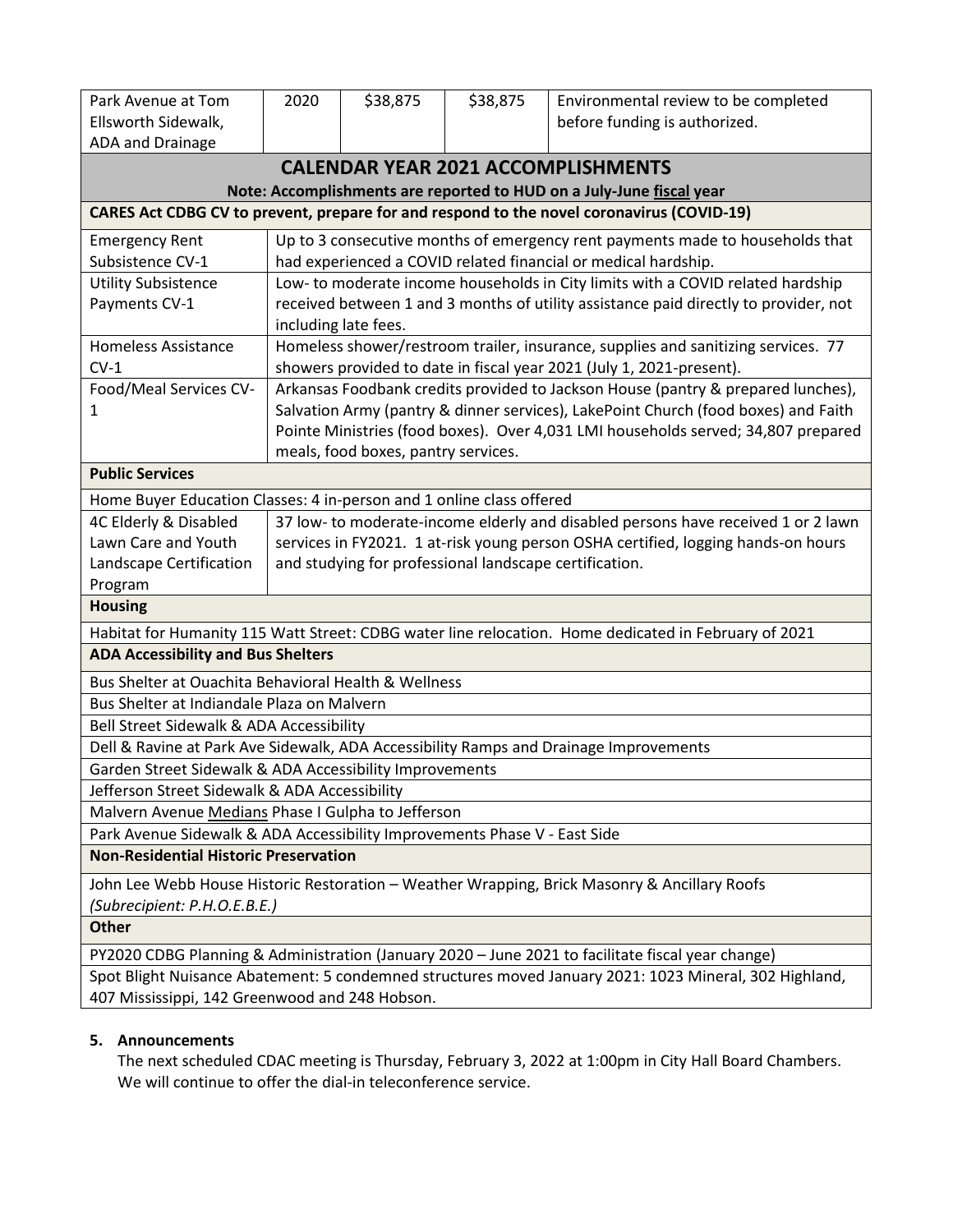| Park Avenue at Tom Ellsworth Sidewalk, ADA and Drainage | 2020 | $38,875 | $38,875 | Environmental review to be completed before funding is authorized. |
|---|---|---|---|---|

## CALENDAR YEAR 2021 ACCOMPLISHMENTS

**Note: Accomplishments are reported to HUD on a July-June fiscal year**

| **CARES Act CDBG CV to prevent, prepare for and respond to the novel coronavirus (COVID-19)** | |
|---|---|
| Emergency Rent Subsistence CV-1 | Up to 3 consecutive months of emergency rent payments made to households that had experienced a COVID related financial or medical hardship. |
| Utility Subsistence Payments CV-1 | Low- to moderate income households in City limits with a COVID related hardship received between 1 and 3 months of utility assistance paid directly to provider, not including late fees. |
| Homeless Assistance CV-1 | Homeless shower/restroom trailer, insurance, supplies and sanitizing services. 77 showers provided to date in fiscal year 2021 (July 1, 2021-present). |
| Food/Meal Services CV-1 | Arkansas Foodbank credits provided to Jackson House (pantry & prepared lunches), Salvation Army (pantry & dinner services), LakePoint Church (food boxes) and Faith Pointe Ministries (food boxes). Over 4,031 LMI households served; 34,807 prepared meals, food boxes, pantry services. |
| **Public Services** | |
| Home Buyer Education Classes: 4 in-person and 1 online class offered | |
| 4C Elderly & Disabled Lawn Care and Youth Landscape Certification Program | 37 low- to moderate-income elderly and disabled persons have received 1 or 2 lawn services in FY2021. 1 at-risk young person OSHA certified, logging hands-on hours and studying for professional landscape certification. |
| **Housing** | |
| Habitat for Humanity 115 Watt Street: CDBG water line relocation. Home dedicated in February of 2021 | |
| **ADA Accessibility and Bus Shelters** | |
| Bus Shelter at Ouachita Behavioral Health & Wellness | |
| Bus Shelter at Indiandale Plaza on Malvern | |
| Bell Street Sidewalk & ADA Accessibility | |
| Dell & Ravine at Park Ave Sidewalk, ADA Accessibility Ramps and Drainage Improvements | |
| Garden Street Sidewalk & ADA Accessibility Improvements | |
| Jefferson Street Sidewalk & ADA Accessibility | |
| Malvern Avenue Medians Phase I Gulpha to Jefferson | |
| Park Avenue Sidewalk & ADA Accessibility Improvements Phase V - East Side | |
| **Non-Residential Historic Preservation** | |
| John Lee Webb House Historic Restoration – Weather Wrapping, Brick Masonry & Ancillary Roofs *(Subrecipient: P.H.O.E.B.E.)* | |
| **Other** | |
| PY2020 CDBG Planning & Administration (January 2020 – June 2021 to facilitate fiscal year change) | |
| Spot Blight Nuisance Abatement: 5 condemned structures moved January 2021: 1023 Mineral, 302 Highland, 407 Mississippi, 142 Greenwood and 248 Hobson. | |

**5. Announcements**

The next scheduled CDAC meeting is Thursday, February 3, 2022 at 1:00pm in City Hall Board Chambers. We will continue to offer the dial-in teleconference service.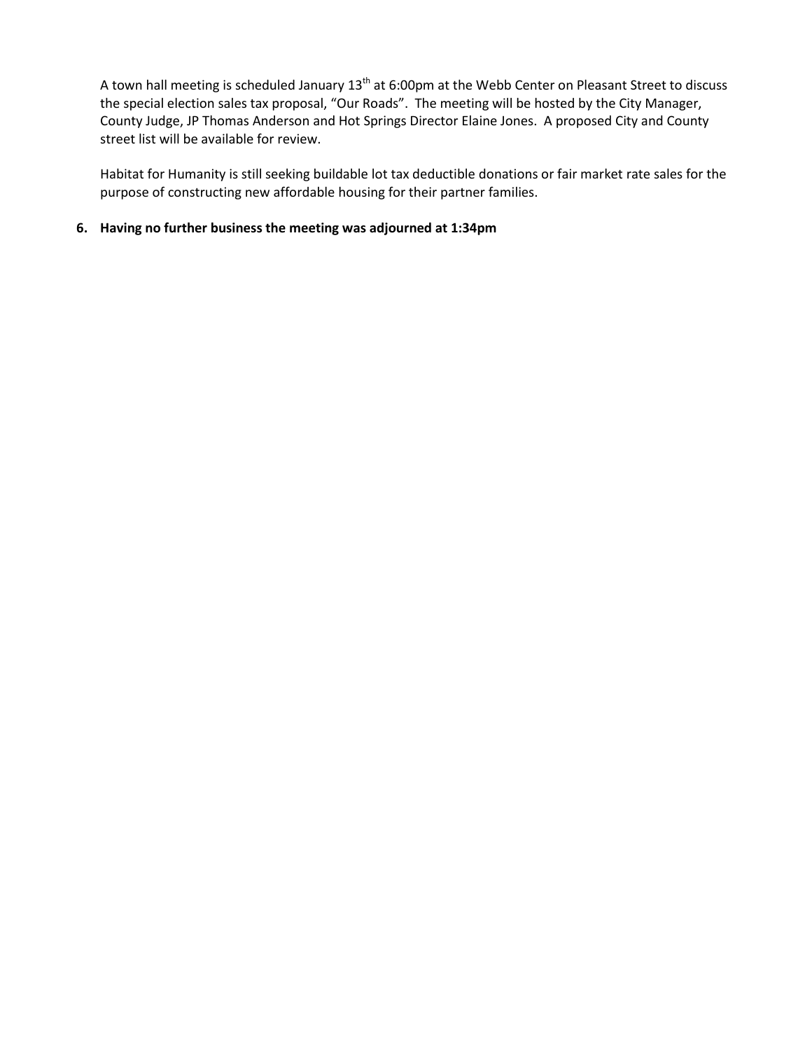A town hall meeting is scheduled January 13th at 6:00pm at the Webb Center on Pleasant Street to discuss the special election sales tax proposal, "Our Roads". The meeting will be hosted by the City Manager, County Judge, JP Thomas Anderson and Hot Springs Director Elaine Jones. A proposed City and County street list will be available for review.

Habitat for Humanity is still seeking buildable lot tax deductible donations or fair market rate sales for the purpose of constructing new affordable housing for their partner families.

**6. Having no further business the meeting was adjourned at 1:34pm**